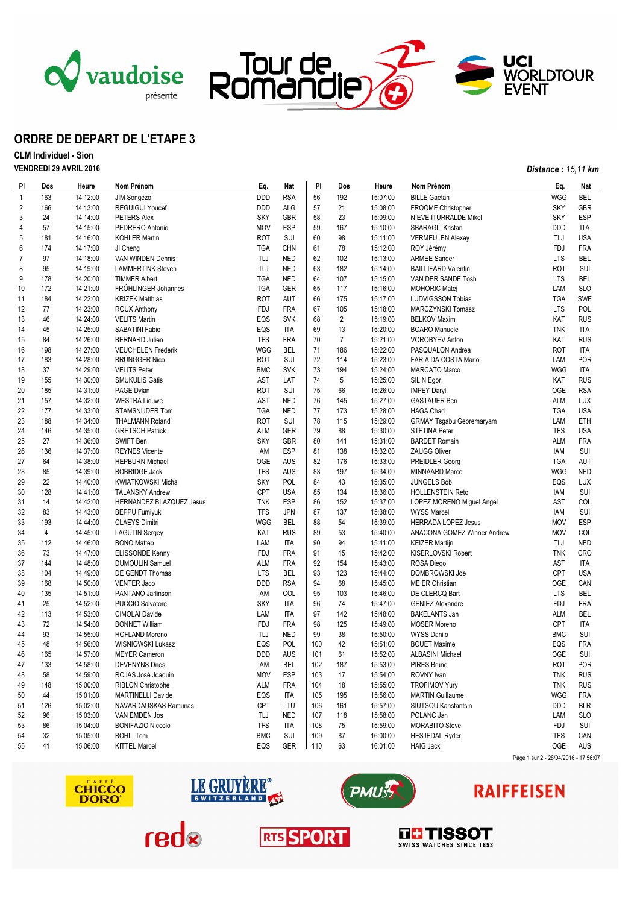# ORDRE DE DEPART DE L'ETAPE 3

**CLM Individuel - Sion**

**VENDREDI 29 AVRIL 2016**

*Distance : 15,11 km*

| Pl | Dos | Heure | Nom Prénom | Eq. | Nat |
|---|---|---|---|---|---|
| 1 | 163 | 14:12:00 | JIM Songezo | DDD | RSA |
| 2 | 166 | 14:13:00 | REGUIGUI Youcef | DDD | ALG |
| 3 | 24 | 14:14:00 | PETERS Alex | SKY | GBR |
| 4 | 57 | 14:15:00 | PEDRERO Antonio | MOV | ESP |
| 5 | 181 | 14:16:00 | KOHLER Martin | ROT | SUI |
| 6 | 174 | 14:17:00 | JI Cheng | TGA | CHN |
| 7 | 97 | 14:18:00 | VAN WINDEN Dennis | TLJ | NED |
| 8 | 95 | 14:19:00 | LAMMERTINK Steven | TLJ | NED |
| 9 | 178 | 14:20:00 | TIMMER Albert | TGA | NED |
| 10 | 172 | 14:21:00 | FRÖHLINGER Johannes | TGA | GER |
| 11 | 184 | 14:22:00 | KRIZEK Matthias | ROT | AUT |
| 12 | 77 | 14:23:00 | ROUX Anthony | FDJ | FRA |
| 13 | 46 | 14:24:00 | VELITS Martin | EQS | SVK |
| 14 | 45 | 14:25:00 | SABATINI Fabio | EQS | ITA |
| 15 | 84 | 14:26:00 | BERNARD Julien | TFS | FRA |
| 16 | 198 | 14:27:00 | VEUCHELEN Frederik | WGG | BEL |
| 17 | 183 | 14:28:00 | BRÜNGGER Nico | ROT | SUI |
| 18 | 37 | 14:29:00 | VELITS Peter | BMC | SVK |
| 19 | 155 | 14:30:00 | SMUKULIS Gatis | AST | LAT |
| 20 | 185 | 14:31:00 | PAGE Dylan | ROT | SUI |
| 21 | 157 | 14:32:00 | WESTRA Lieuwe | AST | NED |
| 22 | 177 | 14:33:00 | STAMSNIJDER Tom | TGA | NED |
| 23 | 188 | 14:34:00 | THALMANN Roland | ROT | SUI |
| 24 | 146 | 14:35:00 | GRETSCH Patrick | ALM | GER |
| 25 | 27 | 14:36:00 | SWIFT Ben | SKY | GBR |
| 26 | 136 | 14:37:00 | REYNES Vicente | IAM | ESP |
| 27 | 64 | 14:38:00 | HEPBURN Michael | OGE | AUS |
| 28 | 85 | 14:39:00 | BOBRIDGE Jack | TFS | AUS |
| 29 | 22 | 14:40:00 | KWIATKOWSKI Michal | SKY | POL |
| 30 | 128 | 14:41:00 | TALANSKY Andrew | CPT | USA |
| 31 | 14 | 14:42:00 | HERNANDEZ BLAZQUEZ Jesus | TNK | ESP |
| 32 | 83 | 14:43:00 | BEPPU Fumiyuki | TFS | JPN |
| 33 | 193 | 14:44:00 | CLAEYS Dimitri | WGG | BEL |
| 34 | 4 | 14:45:00 | LAGUTIN Sergey | KAT | RUS |
| 35 | 112 | 14:46:00 | BONO Matteo | LAM | ITA |
| 36 | 73 | 14:47:00 | ELISSONDE Kenny | FDJ | FRA |
| 37 | 144 | 14:48:00 | DUMOULIN Samuel | ALM | FRA |
| 38 | 104 | 14:49:00 | DE GENDT Thomas | LTS | BEL |
| 39 | 168 | 14:50:00 | VENTER Jaco | DDD | RSA |
| 40 | 135 | 14:51:00 | PANTANO Jarlinson | IAM | COL |
| 41 | 25 | 14:52:00 | PUCCIO Salvatore | SKY | ITA |
| 42 | 113 | 14:53:00 | CIMOLAI Davide | LAM | ITA |
| 43 | 72 | 14:54:00 | BONNET William | FDJ | FRA |
| 44 | 93 | 14:55:00 | HOFLAND Moreno | TLJ | NED |
| 45 | 48 | 14:56:00 | WISNIOWSKI Lukasz | EQS | POL |
| 46 | 165 | 14:57:00 | MEYER Cameron | DDD | AUS |
| 47 | 133 | 14:58:00 | DEVENYNS Dries | IAM | BEL |
| 48 | 58 | 14:59:00 | ROJAS José Joaquin | MOV | ESP |
| 49 | 148 | 15:00:00 | RIBLON Christophe | ALM | FRA |
| 50 | 44 | 15:01:00 | MARTINELLI Davide | EQS | ITA |
| 51 | 126 | 15:02:00 | NAVARDAUSKAS Ramunas | CPT | LTU |
| 52 | 96 | 15:03:00 | VAN EMDEN Jos | TLJ | NED |
| 53 | 86 | 15:04:00 | BONIFAZIO Niccolo | TFS | ITA |
| 54 | 32 | 15:05:00 | BOHLI Tom | BMC | SUI |
| 55 | 41 | 15:06:00 | KITTEL Marcel | EQS | GER |
| 56 | 192 | 15:07:00 | BILLE Gaetan | WGG | BEL |
| 57 | 21 | 15:08:00 | FROOME Christopher | SKY | GBR |
| 58 | 23 | 15:09:00 | NIEVE ITURRALDE Mikel | SKY | ESP |
| 59 | 167 | 15:10:00 | SBARAGLI Kristan | DDD | ITA |
| 60 | 98 | 15:11:00 | VERMEULEN Alexey | TLJ | USA |
| 61 | 78 | 15:12:00 | ROY Jérémy | FDJ | FRA |
| 62 | 102 | 15:13:00 | ARMEE Sander | LTS | BEL |
| 63 | 182 | 15:14:00 | BAILLIFARD Valentin | ROT | SUI |
| 64 | 107 | 15:15:00 | VAN DER SANDE Tosh | LTS | BEL |
| 65 | 117 | 15:16:00 | MOHORIC Matej | LAM | SLO |
| 66 | 175 | 15:17:00 | LUDVIGSSON Tobias | TGA | SWE |
| 67 | 105 | 15:18:00 | MARCZYNSKI Tomasz | LTS | POL |
| 68 | 2 | 15:19:00 | BELKOV Maxim | KAT | RUS |
| 69 | 13 | 15:20:00 | BOARO Manuele | TNK | ITA |
| 70 | 7 | 15:21:00 | VOROBYEV Anton | KAT | RUS |
| 71 | 186 | 15:22:00 | PASQUALON Andrea | ROT | ITA |
| 72 | 114 | 15:23:00 | FARIA DA COSTA Mario | LAM | POR |
| 73 | 194 | 15:24:00 | MARCATO Marco | WGG | ITA |
| 74 | 5 | 15:25:00 | SILIN Egor | KAT | RUS |
| 75 | 66 | 15:26:00 | IMPEY Daryl | OGE | RSA |
| 76 | 145 | 15:27:00 | GASTAUER Ben | ALM | LUX |
| 77 | 173 | 15:28:00 | HAGA Chad | TGA | USA |
| 78 | 115 | 15:29:00 | GRMAY Tsgabu Gebremaryam | LAM | ETH |
| 79 | 88 | 15:30:00 | STETINA Peter | TFS | USA |
| 80 | 141 | 15:31:00 | BARDET Romain | ALM | FRA |
| 81 | 138 | 15:32:00 | ZAUGG Oliver | IAM | SUI |
| 82 | 176 | 15:33:00 | PREIDLER Georg | TGA | AUT |
| 83 | 197 | 15:34:00 | MINNAARD Marco | WGG | NED |
| 84 | 43 | 15:35:00 | JUNGELS Bob | EQS | LUX |
| 85 | 134 | 15:36:00 | HOLLENSTEIN Reto | IAM | SUI |
| 86 | 152 | 15:37:00 | LOPEZ MORENO Miguel Angel | AST | COL |
| 87 | 137 | 15:38:00 | WYSS Marcel | IAM | SUI |
| 88 | 54 | 15:39:00 | HERRADA LOPEZ Jesus | MOV | ESP |
| 89 | 53 | 15:40:00 | ANACONA GOMEZ Winner Andrew | MOV | COL |
| 90 | 94 | 15:41:00 | KEIZER Martijn | TLJ | NED |
| 91 | 15 | 15:42:00 | KISERLOVSKI Robert | TNK | CRO |
| 92 | 154 | 15:43:00 | ROSA Diego | AST | ITA |
| 93 | 123 | 15:44:00 | DOMBROWSKI Joe | CPT | USA |
| 94 | 68 | 15:45:00 | MEIER Christian | OGE | CAN |
| 95 | 103 | 15:46:00 | DE CLERCQ Bart | LTS | BEL |
| 96 | 74 | 15:47:00 | GENIEZ Alexandre | FDJ | FRA |
| 97 | 142 | 15:48:00 | BAKELANTS Jan | ALM | BEL |
| 98 | 125 | 15:49:00 | MOSER Moreno | CPT | ITA |
| 99 | 38 | 15:50:00 | WYSS Danilo | BMC | SUI |
| 100 | 42 | 15:51:00 | BOUET Maxime | EQS | FRA |
| 101 | 61 | 15:52:00 | ALBASINI Michael | OGE | SUI |
| 102 | 187 | 15:53:00 | PIRES Bruno | ROT | POR |
| 103 | 17 | 15:54:00 | ROVNY Ivan | TNK | RUS |
| 104 | 18 | 15:55:00 | TROFIMOV Yury | TNK | RUS |
| 105 | 195 | 15:56:00 | MARTIN Guillaume | WGG | FRA |
| 106 | 161 | 15:57:00 | SIUTSOU Kanstantsin | DDD | BLR |
| 107 | 118 | 15:58:00 | POLANC Jan | LAM | SLO |
| 108 | 75 | 15:59:00 | MORABITO Steve | FDJ | SUI |
| 109 | 87 | 16:00:00 | HESJEDAL Ryder | TFS | CAN |
| 110 | 63 | 16:01:00 | HAIG Jack | OGE | AUS |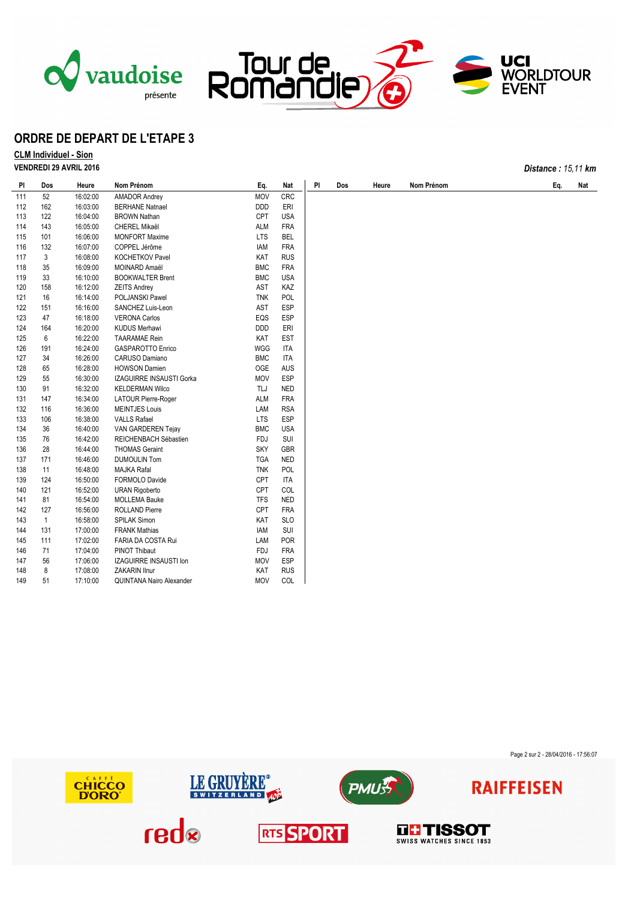## ORDRE DE DEPART DE L'ETAPE 3

**CLM Individuel - Sion**

**VENDREDI 29 AVRIL 2016**

***Distance :*** *15,11* ***km***

| Pl | Dos | Heure | Nom Prénom | Eq. | Nat |
|---|---|---|---|---|---|
| 111 | 52 | 16:02:00 | AMADOR Andrey | MOV | CRC |
| 112 | 162 | 16:03:00 | BERHANE Natnael | DDD | ERI |
| 113 | 122 | 16:04:00 | BROWN Nathan | CPT | USA |
| 114 | 143 | 16:05:00 | CHEREL Mikaël | ALM | FRA |
| 115 | 101 | 16:06:00 | MONFORT Maxime | LTS | BEL |
| 116 | 132 | 16:07:00 | COPPEL Jérôme | IAM | FRA |
| 117 | 3 | 16:08:00 | KOCHETKOV Pavel | KAT | RUS |
| 118 | 35 | 16:09:00 | MOINARD Amaël | BMC | FRA |
| 119 | 33 | 16:10:00 | BOOKWALTER Brent | BMC | USA |
| 120 | 158 | 16:12:00 | ZEITS Andrey | AST | KAZ |
| 121 | 16 | 16:14:00 | POLJANSKI Pawel | TNK | POL |
| 122 | 151 | 16:16:00 | SANCHEZ Luis-Leon | AST | ESP |
| 123 | 47 | 16:18:00 | VERONA Carlos | EQS | ESP |
| 124 | 164 | 16:20:00 | KUDUS Merhawi | DDD | ERI |
| 125 | 6 | 16:22:00 | TAARAMAE Rein | KAT | EST |
| 126 | 191 | 16:24:00 | GASPAROTTO Enrico | WGG | ITA |
| 127 | 34 | 16:26:00 | CARUSO Damiano | BMC | ITA |
| 128 | 65 | 16:28:00 | HOWSON Damien | OGE | AUS |
| 129 | 55 | 16:30:00 | IZAGUIRRE INSAUSTI Gorka | MOV | ESP |
| 130 | 91 | 16:32:00 | KELDERMAN Wilco | TLJ | NED |
| 131 | 147 | 16:34:00 | LATOUR Pierre-Roger | ALM | FRA |
| 132 | 116 | 16:36:00 | MEINTJES Louis | LAM | RSA |
| 133 | 106 | 16:38:00 | VALLS Rafael | LTS | ESP |
| 134 | 36 | 16:40:00 | VAN GARDEREN Tejay | BMC | USA |
| 135 | 76 | 16:42:00 | REICHENBACH Sébastien | FDJ | SUI |
| 136 | 28 | 16:44:00 | THOMAS Geraint | SKY | GBR |
| 137 | 171 | 16:46:00 | DUMOULIN Tom | TGA | NED |
| 138 | 11 | 16:48:00 | MAJKA Rafal | TNK | POL |
| 139 | 124 | 16:50:00 | FORMOLO Davide | CPT | ITA |
| 140 | 121 | 16:52:00 | URAN Rigoberto | CPT | COL |
| 141 | 81 | 16:54:00 | MOLLEMA Bauke | TFS | NED |
| 142 | 127 | 16:56:00 | ROLLAND Pierre | CPT | FRA |
| 143 | 1 | 16:58:00 | SPILAK Simon | KAT | SLO |
| 144 | 131 | 17:00:00 | FRANK Mathias | IAM | SUI |
| 145 | 111 | 17:02:00 | FARIA DA COSTA Rui | LAM | POR |
| 146 | 71 | 17:04:00 | PINOT Thibaut | FDJ | FRA |
| 147 | 56 | 17:06:00 | IZAGUIRRE INSAUSTI Ion | MOV | ESP |
| 148 | 8 | 17:08:00 | ZAKARIN Ilnur | KAT | RUS |
| 149 | 51 | 17:10:00 | QUINTANA Nairo Alexander | MOV | COL |

Page 2 sur 2 - 28/04/2016 - 17:56:07